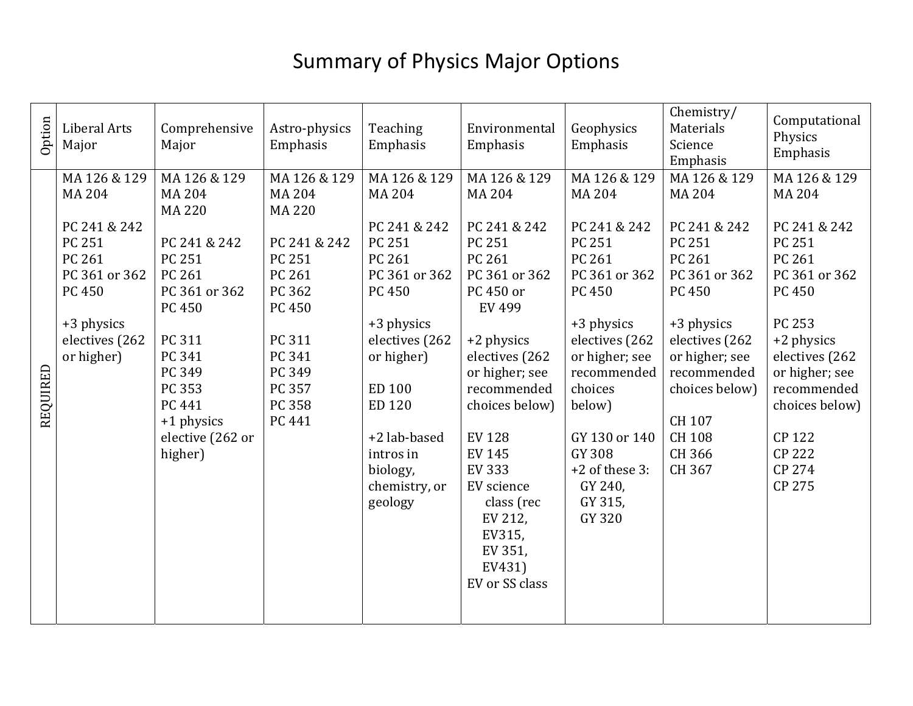# Summary of Physics Major Options

| Option | Liberal Arts Major | Comprehensive Major | Astro-physics Emphasis | Teaching Emphasis | Environmental Emphasis | Geophysics Emphasis | Chemistry/ Materials Science Emphasis | Computational Physics Emphasis |
|---|---|---|---|---|---|---|---|---|
| REQUIRED | MA 126 & 129<br>MA 204<br><br>PC 241 & 242<br>PC 251<br>PC 261<br>PC 361 or 362<br>PC 450<br><br>+3 physics electives (262 or higher) | MA 126 & 129<br>MA 204<br>MA 220<br><br>PC 241 & 242<br>PC 251<br>PC 261<br>PC 361 or 362<br>PC 450<br><br>PC 311<br>PC 341<br>PC 349<br>PC 353<br>PC 441<br>+1 physics elective (262 or higher) | MA 126 & 129<br>MA 204<br>MA 220<br><br>PC 241 & 242<br>PC 251<br>PC 261<br>PC 362<br>PC 450<br><br>PC 311<br>PC 341<br>PC 349<br>PC 357<br>PC 358<br>PC 441 | MA 126 & 129<br>MA 204<br><br>PC 241 & 242<br>PC 251<br>PC 261<br>PC 361 or 362<br>PC 450<br><br>+3 physics electives (262 or higher)<br><br>ED 100<br>ED 120<br><br>+2 lab-based intros in biology, chemistry, or geology | MA 126 & 129<br>MA 204<br><br>PC 241 & 242<br>PC 251<br>PC 261<br>PC 361 or 362<br>PC 450 or EV 499<br><br>+2 physics electives (262 or higher; see recommended choices below)<br><br>EV 128<br>EV 145<br>EV 333<br>EV science class (rec EV 212, EV315, EV 351, EV431)<br>EV or SS class | MA 126 & 129<br>MA 204<br><br>PC 241 & 242<br>PC 251<br>PC 261<br>PC 361 or 362<br>PC 450<br><br>+3 physics electives (262 or higher; see recommended choices below)<br><br>GY 130 or 140<br>GY 308<br>+2 of these 3: GY 240, GY 315, GY 320 | MA 126 & 129<br>MA 204<br><br>PC 241 & 242<br>PC 251<br>PC 261<br>PC 361 or 362<br>PC 450<br><br>+3 physics electives (262 or higher; see recommended choices below)<br><br>CH 107<br>CH 108<br>CH 366<br>CH 367 | MA 126 & 129<br>MA 204<br><br>PC 241 & 242<br>PC 251<br>PC 261<br>PC 361 or 362<br>PC 450<br><br>PC 253<br>+2 physics electives (262 or higher; see recommended choices below)<br><br>CP 122<br>CP 222<br>CP 274<br>CP 275 |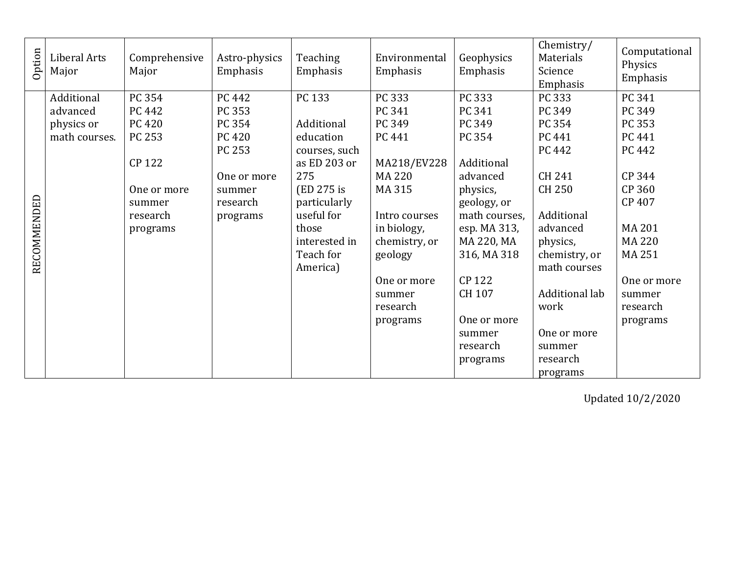| Option | Liberal Arts Major | Comprehensive Major | Astro-physics Emphasis | Teaching Emphasis | Environmental Emphasis | Geophysics Emphasis | Chemistry/ Materials Science Emphasis | Computational Physics Emphasis |
|---|---|---|---|---|---|---|---|---|
| RECOMMENDED | Additional advanced physics or math courses. | PC 354<br>PC 442<br>PC 420<br>PC 253<br><br>CP 122<br><br>One or more summer research programs | PC 442<br>PC 353<br>PC 354<br>PC 420<br>PC 253<br><br>One or more summer research programs | PC 133<br><br>Additional education courses, such as ED 203 or 275<br>(ED 275 is particularly useful for those interested in Teach for America) | PC 333<br>PC 341<br>PC 349<br>PC 441<br><br>MA218/EV228<br>MA 220<br>MA 315<br><br>Intro courses in biology, chemistry, or geology<br><br>One or more summer research programs | PC 333<br>PC 341<br>PC 349<br>PC 354<br><br>Additional advanced physics, geology, or math courses, esp. MA 313, MA 220, MA 316, MA 318<br><br>CP 122<br>CH 107<br><br>One or more summer research programs | PC 333<br>PC 349<br>PC 354<br>PC 441<br>PC 442<br><br>CH 241<br>CH 250<br><br>Additional advanced physics, chemistry, or math courses<br><br>Additional lab work<br><br>One or more summer research programs | PC 341<br>PC 349<br>PC 353<br>PC 441<br>PC 442<br><br>CP 344<br>CP 360<br>CP 407<br><br>MA 201<br>MA 220<br>MA 251<br><br>One or more summer research programs |

Updated 10/2/2020